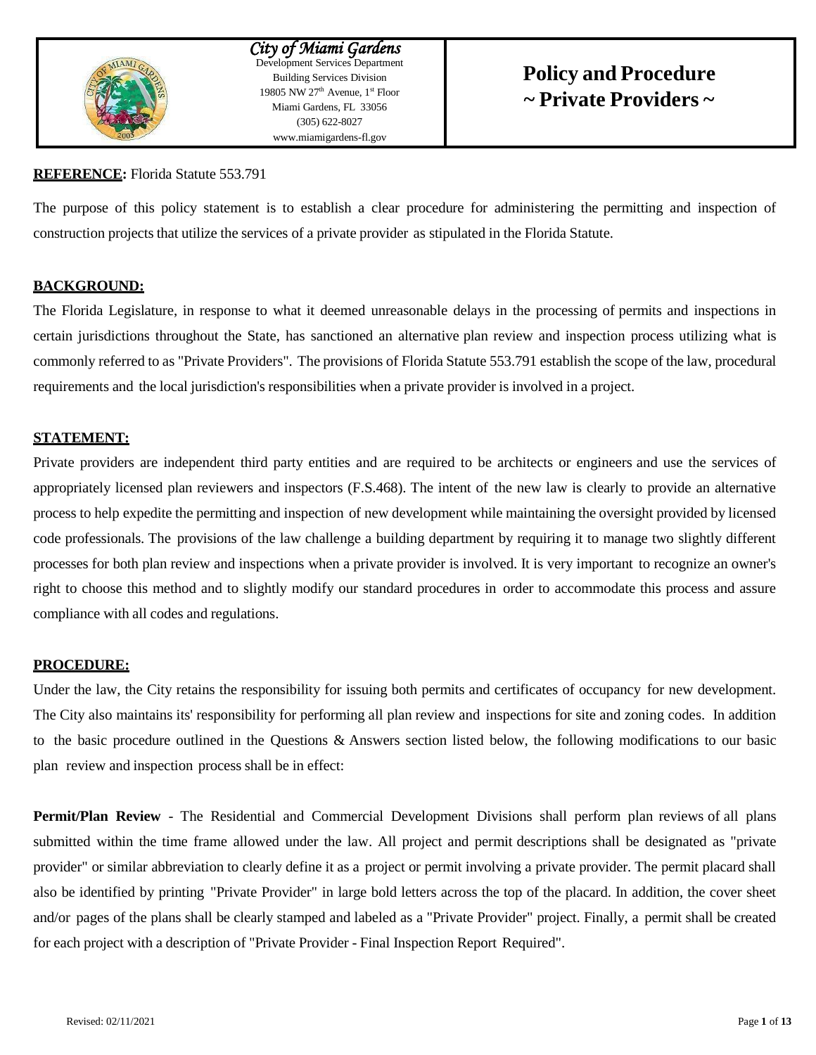City of Miami Gardens
Development Services Department
Building Services Division
19805 NW 27th Avenue, 1st Floor
Miami Gardens, FL 33056
(305) 622-8027
www.miamigardens-fl.gov

# Policy and Procedure ~ Private Providers ~

**REFERENCE:** Florida Statute 553.791

The purpose of this policy statement is to establish a clear procedure for administering the permitting and inspection of construction projects that utilize the services of a private provider as stipulated in the Florida Statute.

**BACKGROUND:**

The Florida Legislature, in response to what it deemed unreasonable delays in the processing of permits and inspections in certain jurisdictions throughout the State, has sanctioned an alternative plan review and inspection process utilizing what is commonly referred to as "Private Providers". The provisions of Florida Statute 553.791 establish the scope of the law, procedural requirements and the local jurisdiction's responsibilities when a private provider is involved in a project.

**STATEMENT:**

Private providers are independent third party entities and are required to be architects or engineers and use the services of appropriately licensed plan reviewers and inspectors (F.S.468). The intent of the new law is clearly to provide an alternative process to help expedite the permitting and inspection of new development while maintaining the oversight provided by licensed code professionals. The provisions of the law challenge a building department by requiring it to manage two slightly different processes for both plan review and inspections when a private provider is involved. It is very important to recognize an owner's right to choose this method and to slightly modify our standard procedures in order to accommodate this process and assure compliance with all codes and regulations.

**PROCEDURE:**

Under the law, the City retains the responsibility for issuing both permits and certificates of occupancy for new development. The City also maintains its' responsibility for performing all plan review and inspections for site and zoning codes. In addition to the basic procedure outlined in the Questions & Answers section listed below, the following modifications to our basic plan review and inspection process shall be in effect:

**Permit/Plan Review** - The Residential and Commercial Development Divisions shall perform plan reviews of all plans submitted within the time frame allowed under the law. All project and permit descriptions shall be designated as "private provider" or similar abbreviation to clearly define it as a project or permit involving a private provider. The permit placard shall also be identified by printing "Private Provider" in large bold letters across the top of the placard. In addition, the cover sheet and/or pages of the plans shall be clearly stamped and labeled as a "Private Provider" project. Finally, a permit shall be created for each project with a description of "Private Provider - Final Inspection Report Required".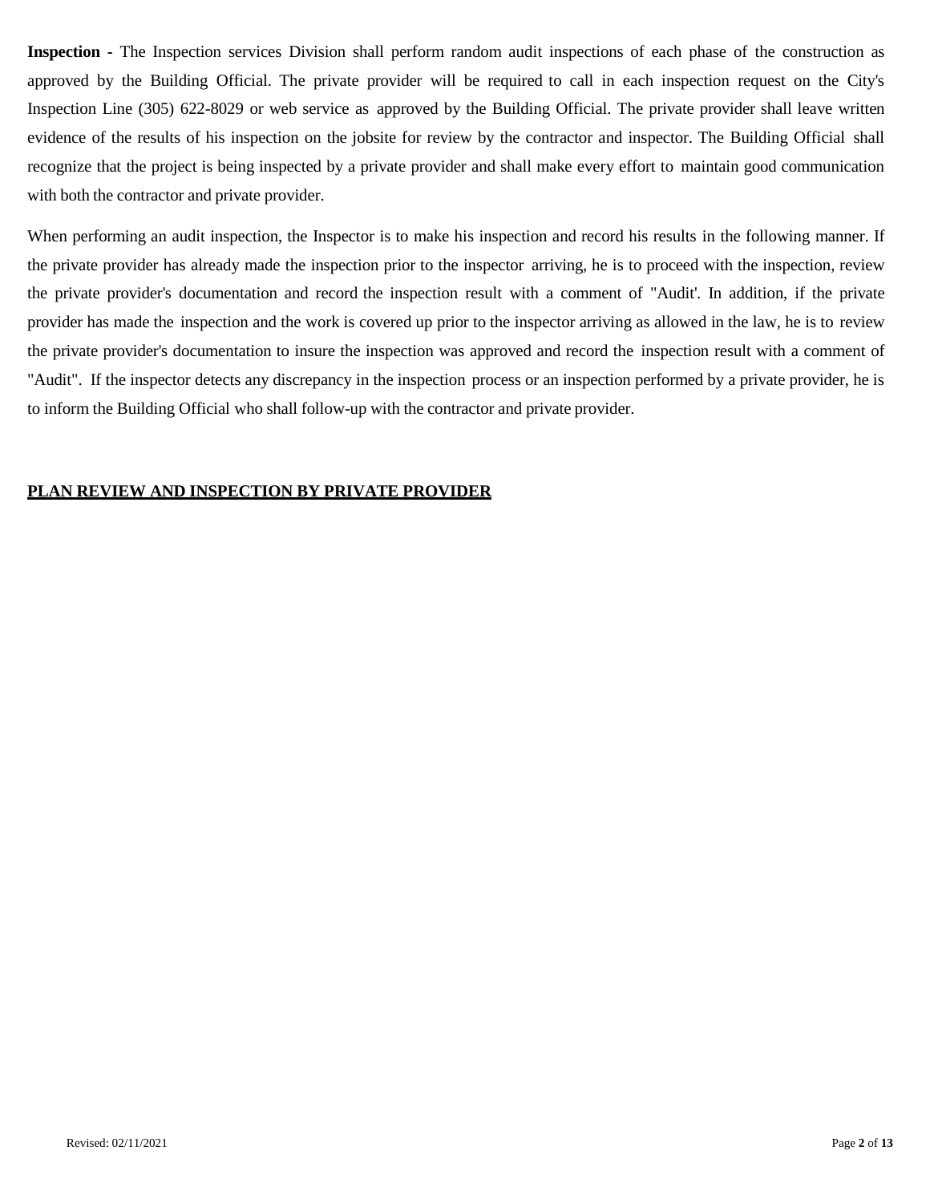**Inspection -** The Inspection services Division shall perform random audit inspections of each phase of the construction as approved by the Building Official. The private provider will be required to call in each inspection request on the City's Inspection Line (305) 622-8029 or web service as approved by the Building Official. The private provider shall leave written evidence of the results of his inspection on the jobsite for review by the contractor and inspector. The Building Official shall recognize that the project is being inspected by a private provider and shall make every effort to maintain good communication with both the contractor and private provider.

When performing an audit inspection, the Inspector is to make his inspection and record his results in the following manner. If the private provider has already made the inspection prior to the inspector arriving, he is to proceed with the inspection, review the private provider's documentation and record the inspection result with a comment of "Audit'. In addition, if the private provider has made the inspection and the work is covered up prior to the inspector arriving as allowed in the law, he is to review the private provider's documentation to insure the inspection was approved and record the inspection result with a comment of "Audit". If the inspector detects any discrepancy in the inspection process or an inspection performed by a private provider, he is to inform the Building Official who shall follow-up with the contractor and private provider.

## PLAN REVIEW AND INSPECTION BY PRIVATE PROVIDER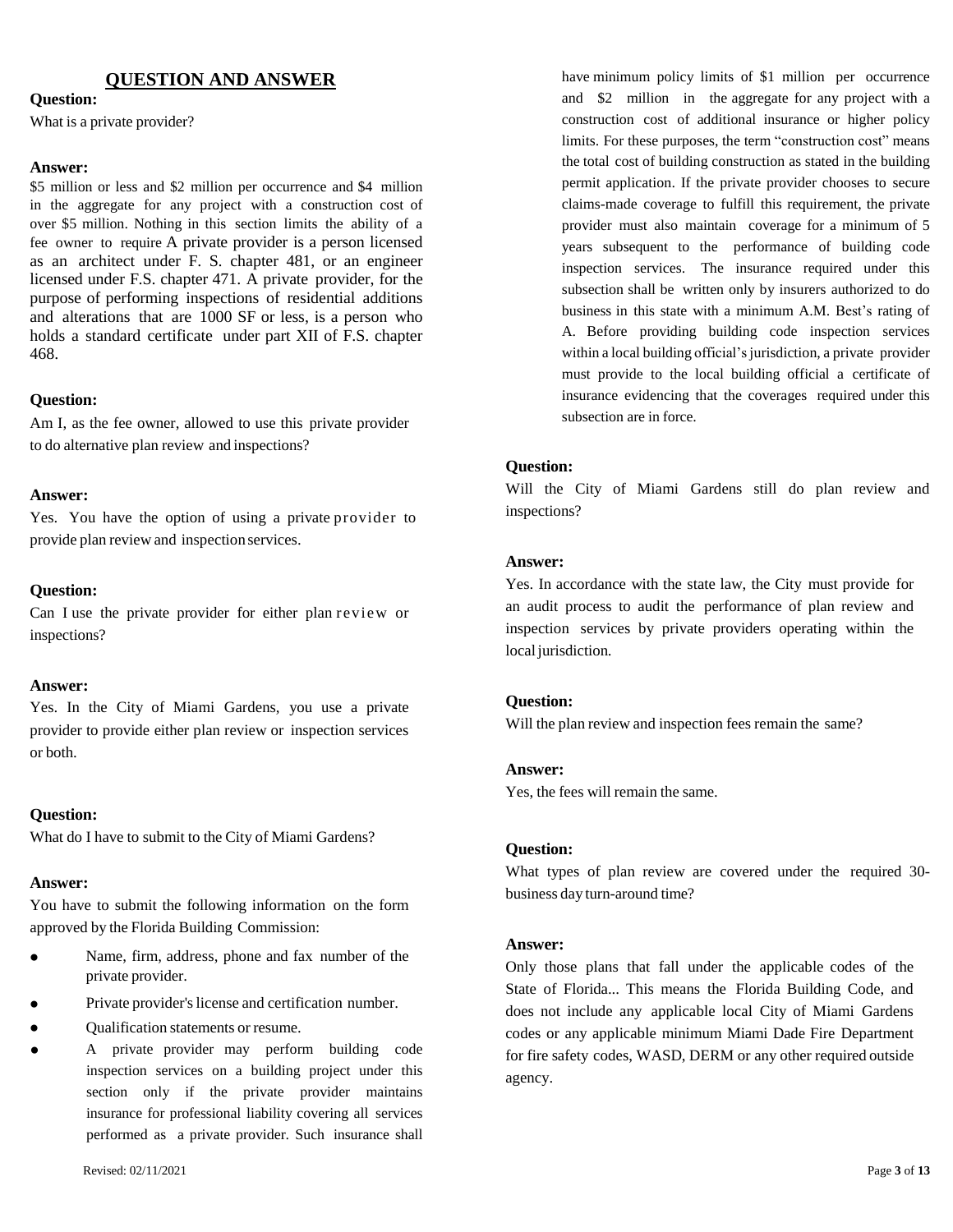## QUESTION AND ANSWER

**Question:**

What is a private provider?

**Answer:**

$5 million or less and $2 million per occurrence and $4 million in the aggregate for any project with a construction cost of over $5 million. Nothing in this section limits the ability of a fee owner to require A private provider is a person licensed as an architect under F. S. chapter 481, or an engineer licensed under F.S. chapter 471. A private provider, for the purpose of performing inspections of residential additions and alterations that are 1000 SF or less, is a person who holds a standard certificate under part XII of F.S. chapter 468.

**Question:**

Am I, as the fee owner, allowed to use this private provider to do alternative plan review and inspections?

**Answer:**

Yes. You have the option of using a private provider to provide plan review and inspection services.

**Question:**

Can I use the private provider for either plan review or inspections?

**Answer:**

Yes. In the City of Miami Gardens, you use a private provider to provide either plan review or inspection services or both.

**Question:**

What do I have to submit to the City of Miami Gardens?

**Answer:**

You have to submit the following information on the form approved by the Florida Building Commission:

- Name, firm, address, phone and fax number of the private provider.
- Private provider's license and certification number.
- Qualification statements or resume.
- A private provider may perform building code inspection services on a building project under this section only if the private provider maintains insurance for professional liability covering all services performed as a private provider. Such insurance shall have minimum policy limits of $1 million per occurrence and $2 million in the aggregate for any project with a construction cost of additional insurance or higher policy limits. For these purposes, the term "construction cost" means the total cost of building construction as stated in the building permit application. If the private provider chooses to secure claims-made coverage to fulfill this requirement, the private provider must also maintain coverage for a minimum of 5 years subsequent to the performance of building code inspection services. The insurance required under this subsection shall be written only by insurers authorized to do business in this state with a minimum A.M. Best's rating of A. Before providing building code inspection services within a local building official's jurisdiction, a private provider must provide to the local building official a certificate of insurance evidencing that the coverages required under this subsection are in force.

**Question:**

Will the City of Miami Gardens still do plan review and inspections?

**Answer:**

Yes. In accordance with the state law, the City must provide for an audit process to audit the performance of plan review and inspection services by private providers operating within the local jurisdiction.

**Question:**

Will the plan review and inspection fees remain the same?

**Answer:**

Yes, the fees will remain the same.

**Question:**

What types of plan review are covered under the required 30-business day turn-around time?

**Answer:**

Only those plans that fall under the applicable codes of the State of Florida... This means the Florida Building Code, and does not include any applicable local City of Miami Gardens codes or any applicable minimum Miami Dade Fire Department for fire safety codes, WASD, DERM or any other required outside agency.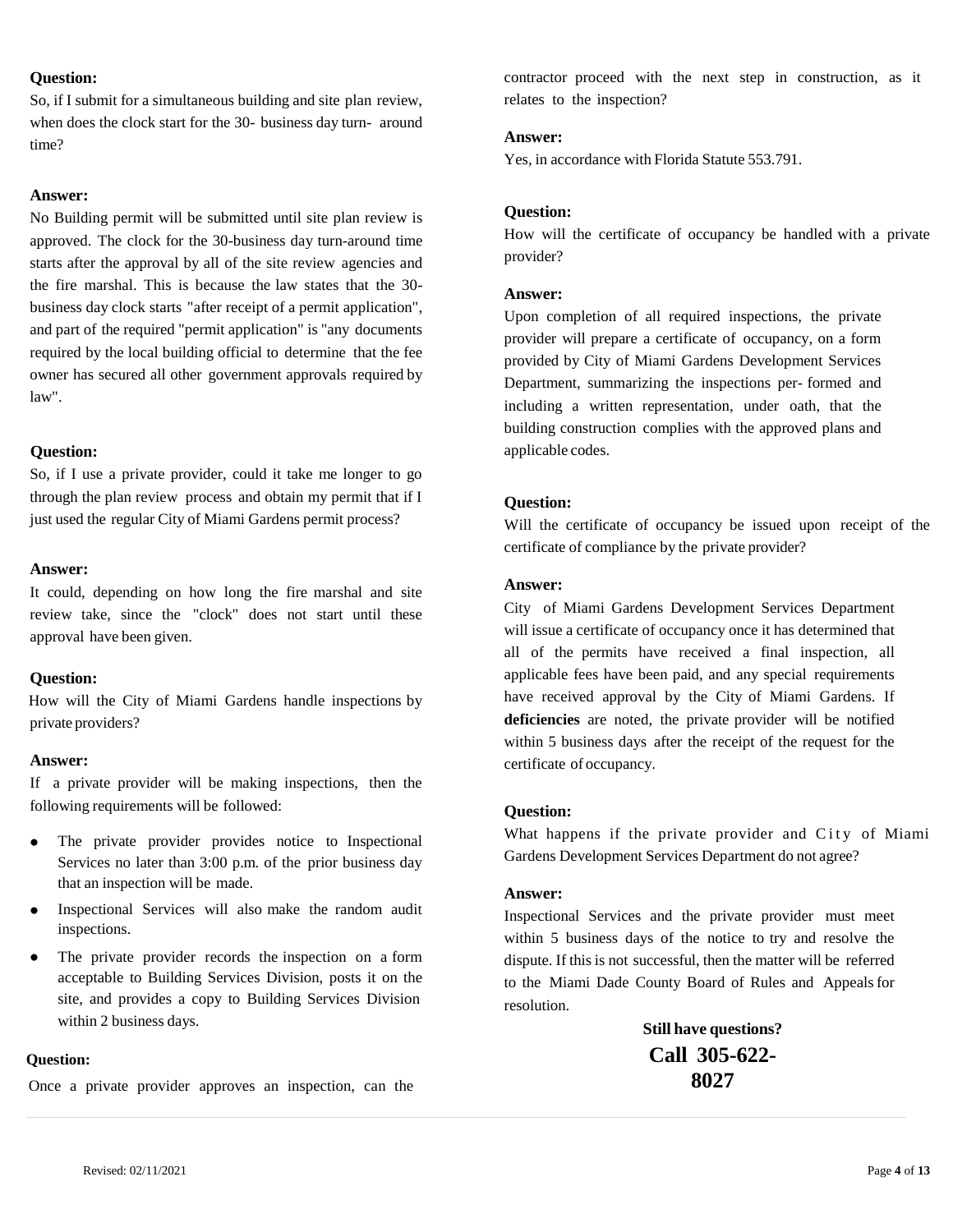**Question:**

So, if I submit for a simultaneous building and site plan review, when does the clock start for the 30- business day turn- around time?

**Answer:**

No Building permit will be submitted until site plan review is approved. The clock for the 30-business day turn-around time starts after the approval by all of the site review agencies and the fire marshal. This is because the law states that the 30-business day clock starts "after receipt of a permit application", and part of the required "permit application" is "any documents required by the local building official to determine that the fee owner has secured all other government approvals required by law".

**Question:**

So, if I use a private provider, could it take me longer to go through the plan review process and obtain my permit that if I just used the regular City of Miami Gardens permit process?

**Answer:**

It could, depending on how long the fire marshal and site review take, since the "clock" does not start until these approval have been given.

**Question:**

How will the City of Miami Gardens handle inspections by private providers?

**Answer:**

If a private provider will be making inspections, then the following requirements will be followed:

- The private provider provides notice to Inspectional Services no later than 3:00 p.m. of the prior business day that an inspection will be made.
- Inspectional Services will also make the random audit inspections.
- The private provider records the inspection on a form acceptable to Building Services Division, posts it on the site, and provides a copy to Building Services Division within 2 business days.

**Question:**

Once a private provider approves an inspection, can the contractor proceed with the next step in construction, as it relates to the inspection?

**Answer:**

Yes, in accordance with Florida Statute 553.791.

**Question:**

How will the certificate of occupancy be handled with a private provider?

**Answer:**

Upon completion of all required inspections, the private provider will prepare a certificate of occupancy, on a form provided by City of Miami Gardens Development Services Department, summarizing the inspections per- formed and including a written representation, under oath, that the building construction complies with the approved plans and applicable codes.

**Question:**

Will the certificate of occupancy be issued upon receipt of the certificate of compliance by the private provider?

**Answer:**

City of Miami Gardens Development Services Department will issue a certificate of occupancy once it has determined that all of the permits have received a final inspection, all applicable fees have been paid, and any special requirements have received approval by the City of Miami Gardens. If **deficiencies** are noted, the private provider will be notified within 5 business days after the receipt of the request for the certificate of occupancy.

**Question:**

What happens if the private provider and City of Miami Gardens Development Services Department do not agree?

**Answer:**

Inspectional Services and the private provider must meet within 5 business days of the notice to try and resolve the dispute. If this is not successful, then the matter will be referred to the Miami Dade County Board of Rules and Appeals for resolution.

**Still have questions?**

**Call 305-622-8027**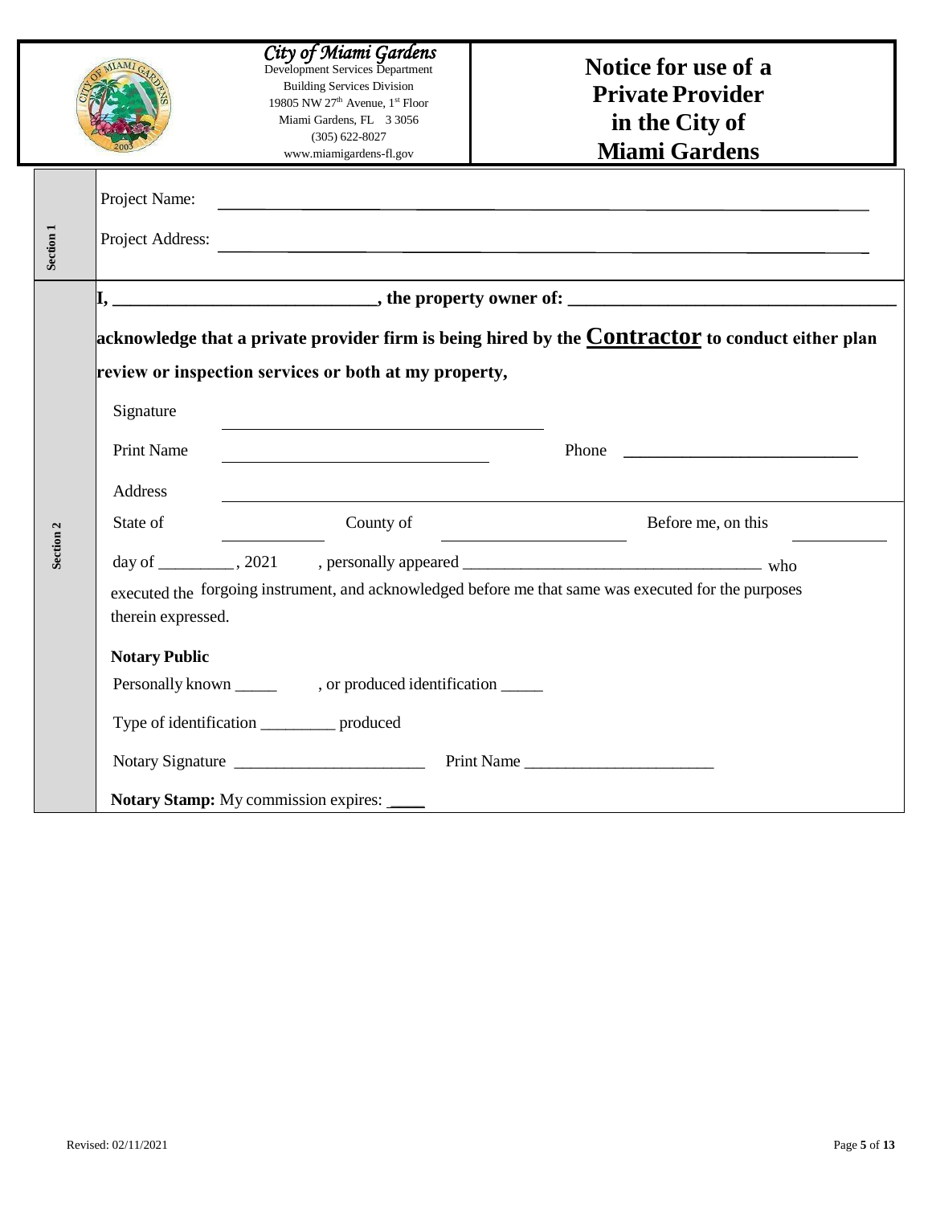City of Miami Gardens
Development Services Department
Building Services Division
19805 NW 27th Avenue, 1st Floor
Miami Gardens, FL 3 3056
(305) 622-8027
www.miamigardens-fl.gov

# Notice for use of a Private Provider in the City of Miami Gardens

**Section 1**

Project Name: ______________________________________________

Project Address: ______________________________________________

**Section 2**

**I, ____________________________, the property owner of: ____________________________________**

**acknowledge that a private provider firm is being hired by the Contractor to conduct either plan review or inspection services or both at my property,**

Signature ______________________________________

Print Name ______________________________ Phone ___________________________

Address ______________________________________________

State of ____________ County of ______________________ Before me, on this ___________

day of _________, 2021 , personally appeared ____________________________________ who executed the forgoing instrument, and acknowledged before me that same was executed for the purposes therein expressed.

**Notary Public**

Personally known _____ , or produced identification _____

Type of identification _________ produced

Notary Signature _______________________ Print Name _______________________

**Notary Stamp:** My commission expires: ____

Revised: 02/11/2021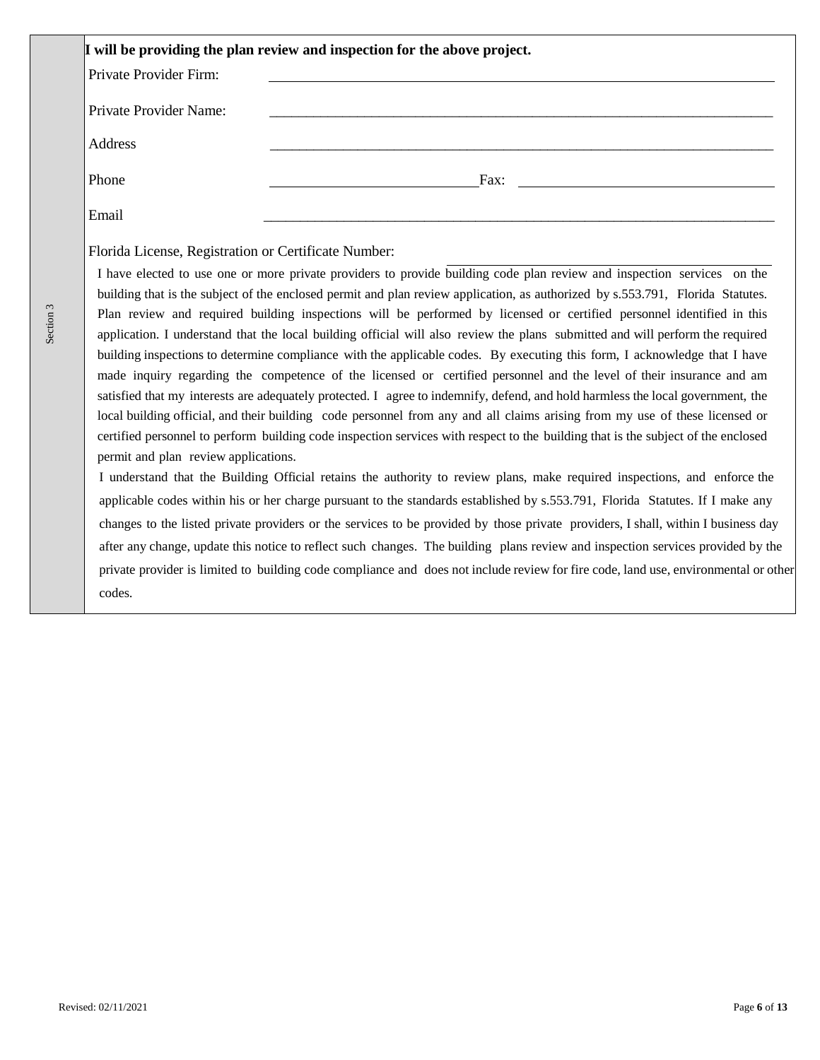Section 3

**I will be providing the plan review and inspection for the above project.**

Private Provider Firm: ______________________________________________

Private Provider Name: ______________________________________________

Address ______________________________________________

Phone ____________________________ Fax: ____________________________

Email ______________________________________________

Florida License, Registration or Certificate Number: ____________________________

I have elected to use one or more private providers to provide building code plan review and inspection services on the building that is the subject of the enclosed permit and plan review application, as authorized by s.553.791, Florida Statutes. Plan review and required building inspections will be performed by licensed or certified personnel identified in this application. I understand that the local building official will also review the plans submitted and will perform the required building inspections to determine compliance with the applicable codes. By executing this form, I acknowledge that I have made inquiry regarding the competence of the licensed or certified personnel and the level of their insurance and am satisfied that my interests are adequately protected. I agree to indemnify, defend, and hold harmless the local government, the local building official, and their building code personnel from any and all claims arising from my use of these licensed or certified personnel to perform building code inspection services with respect to the building that is the subject of the enclosed permit and plan review applications.

I understand that the Building Official retains the authority to review plans, make required inspections, and enforce the applicable codes within his or her charge pursuant to the standards established by s.553.791, Florida Statutes. If I make any changes to the listed private providers or the services to be provided by those private providers, I shall, within I business day after any change, update this notice to reflect such changes. The building plans review and inspection services provided by the private provider is limited to building code compliance and does not include review for fire code, land use, environmental or other codes.

Revised: 02/11/2021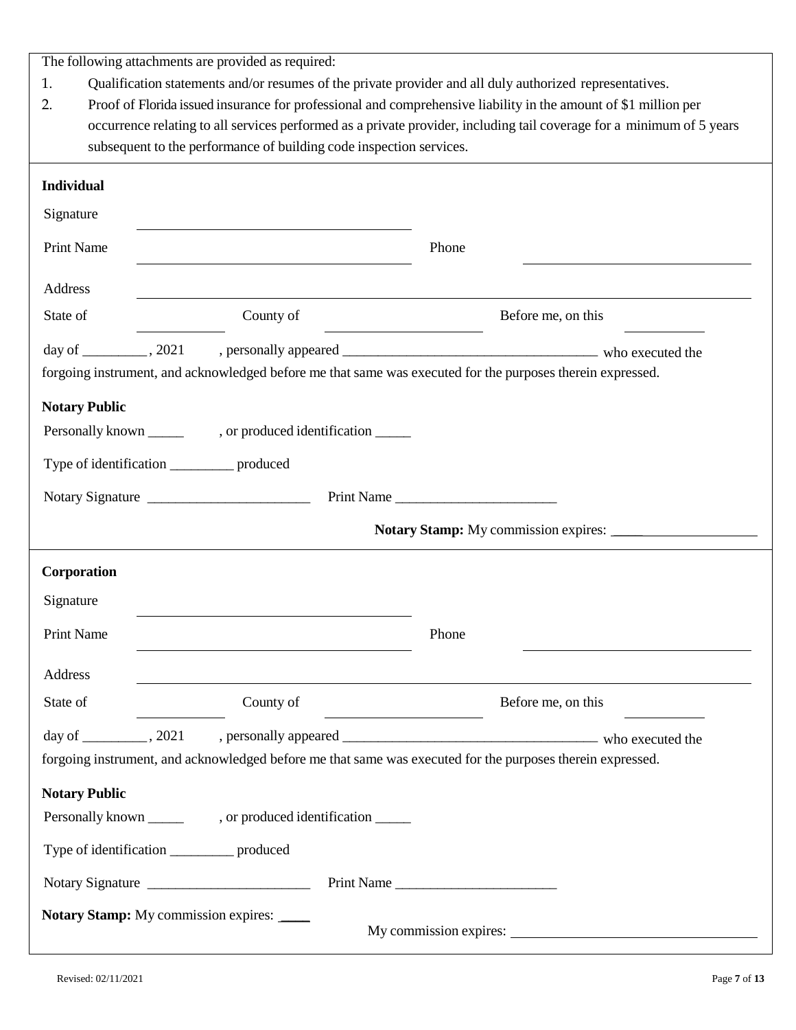The following attachments are provided as required:

1. Qualification statements and/or resumes of the private provider and all duly authorized representatives.
2. Proof of Florida issued insurance for professional and comprehensive liability in the amount of $1 million per occurrence relating to all services performed as a private provider, including tail coverage for a minimum of 5 years subsequent to the performance of building code inspection services.

**Individual**

Signature ______________________________

Print Name ______________________________ Phone ______________________________

Address ____________________________________________________________

State of __________ County of __________________ Before me, on this __________

day of _________, 2021 , personally appeared ___________________________________ who executed the forgoing instrument, and acknowledged before me that same was executed for the purposes therein expressed.

**Notary Public**

Personally known _____ , or produced identification _____

Type of identification _________ produced

Notary Signature _______________________ Print Name _______________________

**Notary Stamp:** My commission expires: ____________________

**Corporation**

Signature ______________________________

Print Name ______________________________ Phone ______________________________

Address ____________________________________________________________

State of __________ County of __________________ Before me, on this __________

day of _________, 2021 , personally appeared ___________________________________ who executed the forgoing instrument, and acknowledged before me that same was executed for the purposes therein expressed.

**Notary Public**

Personally known _____ , or produced identification _____

Type of identification _________ produced

Notary Signature _______________________ Print Name _______________________

**Notary Stamp:** My commission expires: ____

My commission expires: ______________________________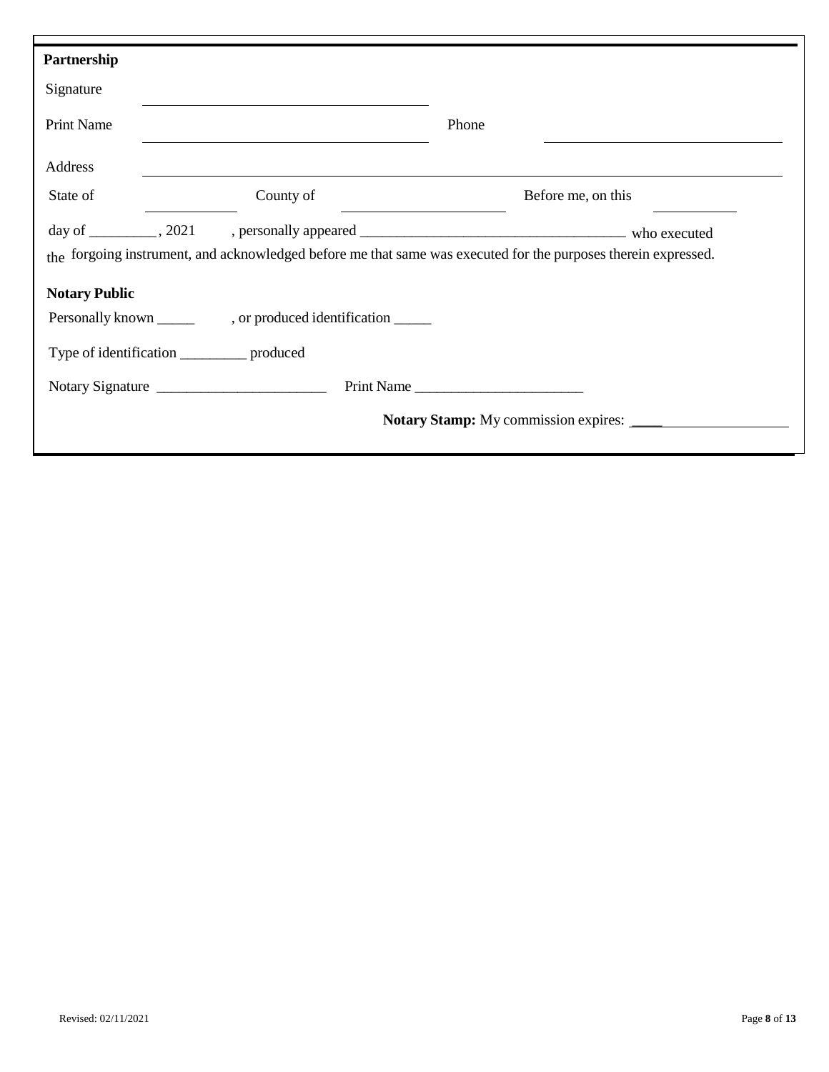**Partnership**

Signature ______________________________

Print Name ______________________________ Phone ______________________________

Address ____________________________________________________________

State of __________ County of ____________________ Before me, on this __________

day of _________, 2021 , personally appeared ___________________________________ who executed the forgoing instrument, and acknowledged before me that same was executed for the purposes therein expressed.

**Notary Public**

Personally known _____ , or produced identification _____

Type of identification _________ produced

Notary Signature _______________________ Print Name _______________________

**Notary Stamp:** My commission expires: ____________________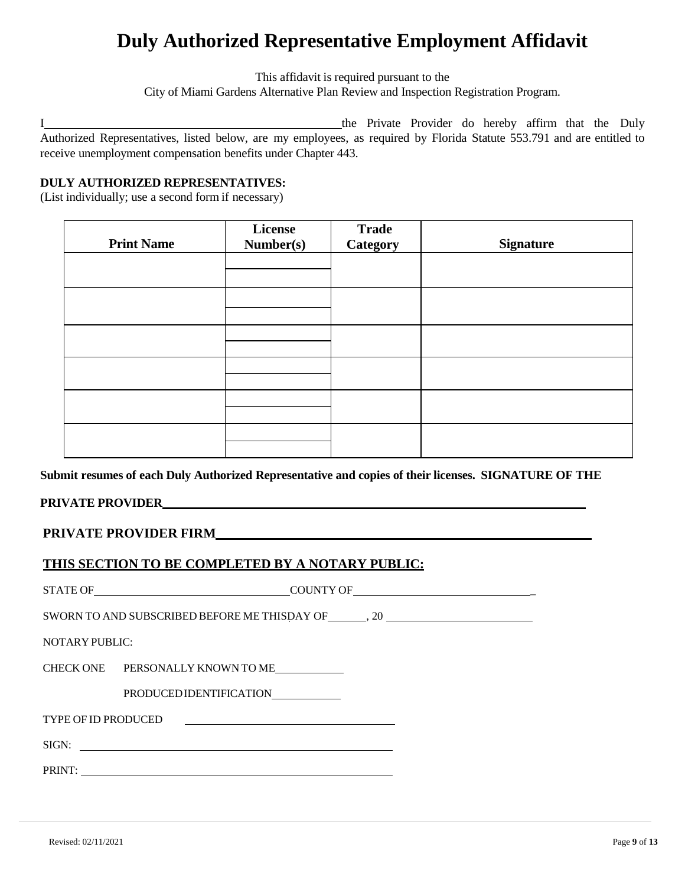# Duly Authorized Representative Employment Affidavit

This affidavit is required pursuant to the
City of Miami Gardens Alternative Plan Review and Inspection Registration Program.

I ______________________________ the Private Provider do hereby affirm that the Duly Authorized Representatives, listed below, are my employees, as required by Florida Statute 553.791 and are entitled to receive unemployment compensation benefits under Chapter 443.

**DULY AUTHORIZED REPRESENTATIVES:**
(List individually; use a second form if necessary)

| Print Name | License Number(s) | Trade Category | Signature |
|---|---|---|---|
| | | | |
| | | | |
| | | | |
| | | | |
| | | | |
| | | | |

**Submit resumes of each Duly Authorized Representative and copies of their licenses. SIGNATURE OF THE PRIVATE PROVIDER** ______________________________

**PRIVATE PROVIDER FIRM** ______________________________

**THIS SECTION TO BE COMPLETED BY A NOTARY PUBLIC:**

STATE OF ______________________ COUNTY OF ______________________

SWORN TO AND SUBSCRIBED BEFORE ME THISDAY OF ______, 20 ______________

NOTARY PUBLIC:

CHECK ONE PERSONALLY KNOWN TO ME __________

PRODUCED IDENTIFICATION __________

TYPE OF ID PRODUCED ______________________

SIGN: ______________________

PRINT: ______________________

Revised: 02/11/2021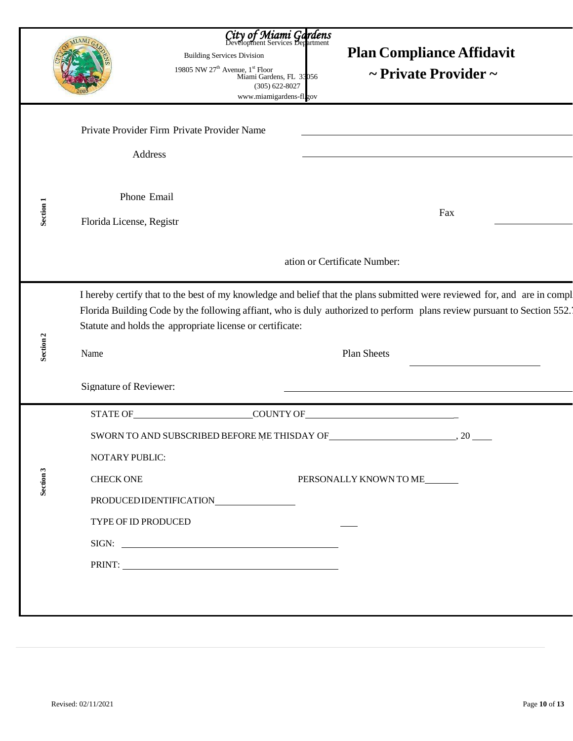City of Miami Gardens
Development Services Department
Building Services Division
19805 NW 27th Avenue, 1st Floor
Miami Gardens, FL 33056
(305) 622-8027
www.miamigardens-fl.gov

# Plan Compliance Affidavit
# ~ Private Provider ~

**Section 1**

Private Provider Firm Private Provider Name

Address

Phone Email

Fax

Florida License, Registration or Certificate Number:

**Section 2**

I hereby certify that to the best of my knowledge and belief that the plans submitted were reviewed for, and are in compl Florida Building Code by the following affiant, who is duly authorized to perform plans review pursuant to Section 552.7 Statute and holds the appropriate license or certificate:

Name

Plan Sheets

Signature of Reviewer:

**Section 3**

STATE OF \_\_\_\_\_\_\_\_\_\_ COUNTY OF \_\_\_\_\_\_\_\_\_\_

SWORN TO AND SUBSCRIBED BEFORE ME THISDAY OF \_\_\_\_\_\_\_\_\_\_, 20 \_\_\_\_

NOTARY PUBLIC:

CHECK ONE PERSONALLY KNOWN TO ME \_\_\_\_\_\_

PRODUCED IDENTIFICATION \_\_\_\_\_\_\_\_\_\_

TYPE OF ID PRODUCED \_\_\_

SIGN: \_\_\_\_\_\_\_\_\_\_

PRINT: \_\_\_\_\_\_\_\_\_\_

Revised: 02/11/2021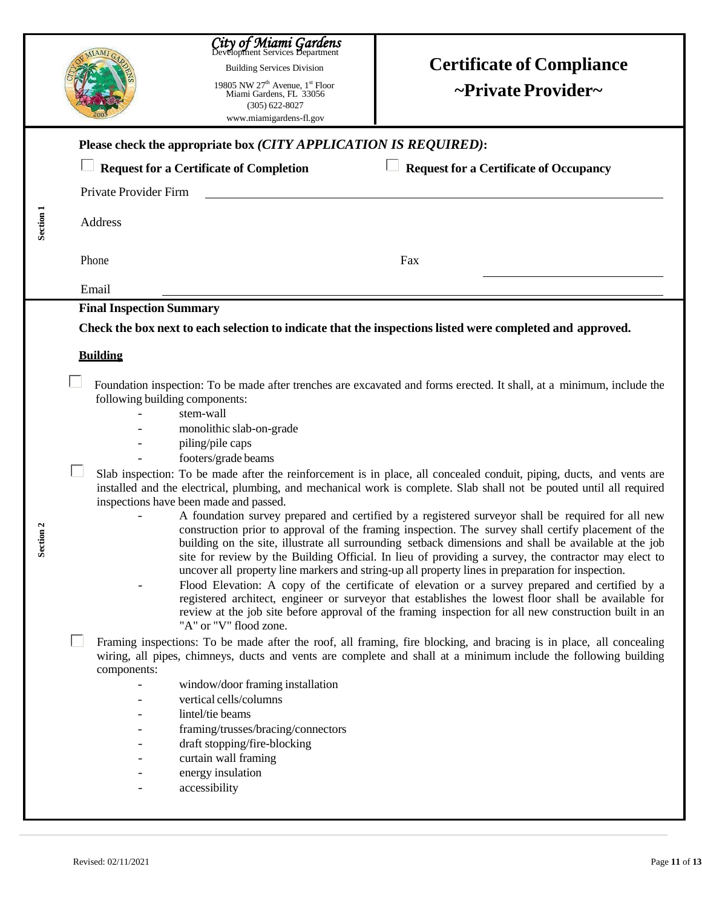City of Miami Gardens
Development Services Department
Building Services Division
19805 NW 27th Avenue, 1st Floor
Miami Gardens, FL 33056
(305) 622-8027
www.miamigardens-fl.gov

# Certificate of Compliance
## ~Private Provider~

**Section 1**

**Please check the appropriate box *(CITY APPLICATION IS REQUIRED)*:**

☐ **Request for a Certificate of Completion** ☐ **Request for a Certificate of Occupancy**

Private Provider Firm ______________________________

Address ______________________________

Phone ______________ Fax ______________

Email ______________________________

**Section 2**

**Final Inspection Summary**

**Check the box next to each selection to indicate that the inspections listed were completed and approved.**

**Building**

☐ Foundation inspection: To be made after trenches are excavated and forms erected. It shall, at a minimum, include the following building components:

- stem-wall
- monolithic slab-on-grade
- piling/pile caps
- footers/grade beams

☐ Slab inspection: To be made after the reinforcement is in place, all concealed conduit, piping, ducts, and vents are installed and the electrical, plumbing, and mechanical work is complete. Slab shall not be pouted until all required inspections have been made and passed.

- A foundation survey prepared and certified by a registered surveyor shall be required for all new construction prior to approval of the framing inspection. The survey shall certify placement of the building on the site, illustrate all surrounding setback dimensions and shall be available at the job site for review by the Building Official. In lieu of providing a survey, the contractor may elect to uncover all property line markers and string-up all property lines in preparation for inspection.
- Flood Elevation: A copy of the certificate of elevation or a survey prepared and certified by a registered architect, engineer or surveyor that establishes the lowest floor shall be available for review at the job site before approval of the framing inspection for all new construction built in an "A" or "V" flood zone.

☐ Framing inspections: To be made after the roof, all framing, fire blocking, and bracing is in place, all concealing wiring, all pipes, chimneys, ducts and vents are complete and shall at a minimum include the following building components:

- window/door framing installation
- vertical cells/columns
- lintel/tie beams
- framing/trusses/bracing/connectors
- draft stopping/fire-blocking
- curtain wall framing
- energy insulation
- accessibility

Revised: 02/11/2021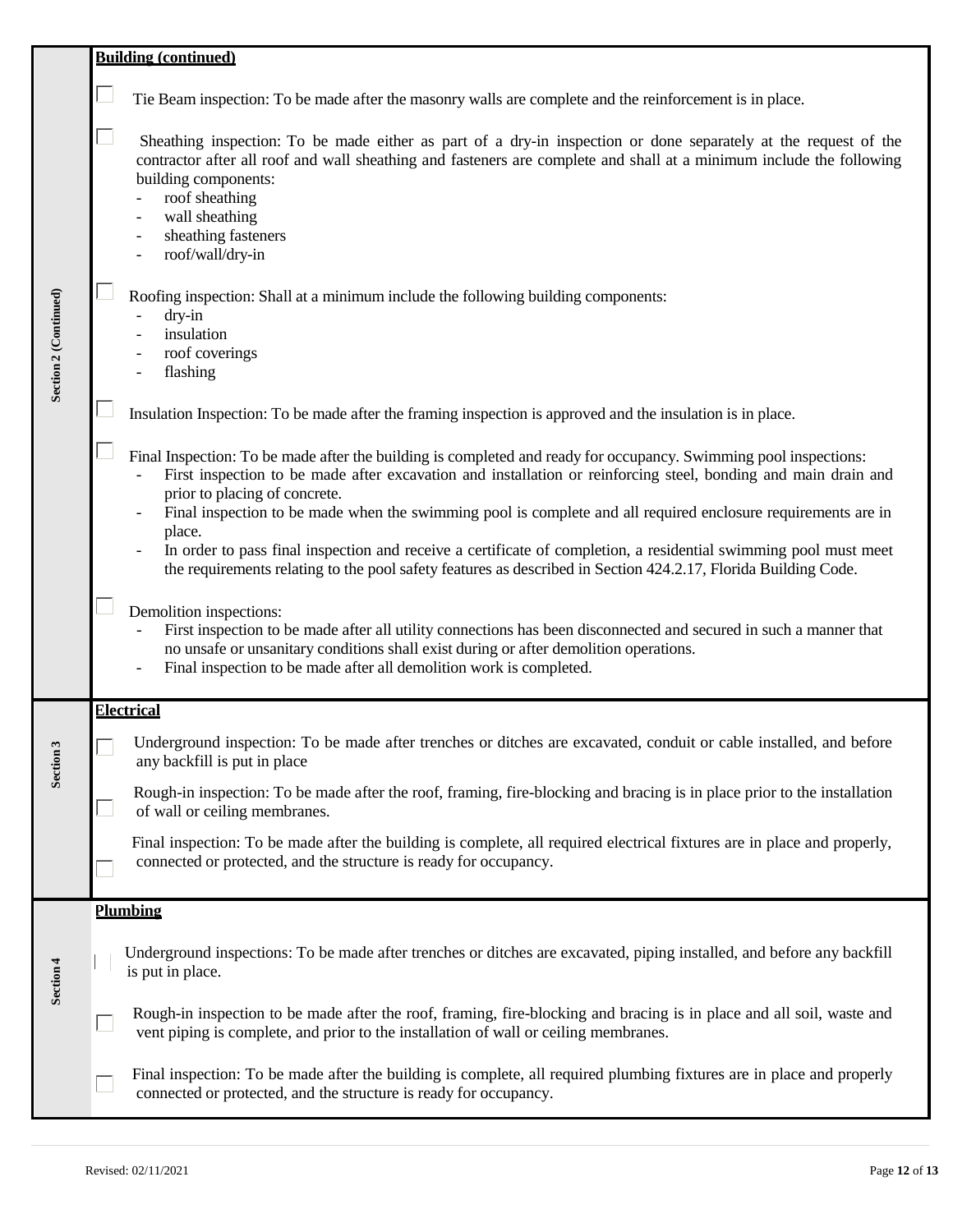**Section 2 (Continued)**

**Building (continued)**

- [ ] Tie Beam inspection: To be made after the masonry walls are complete and the reinforcement is in place.

- [ ] Sheathing inspection: To be made either as part of a dry-in inspection or done separately at the request of the contractor after all roof and wall sheathing and fasteners are complete and shall at a minimum include the following building components:
  - roof sheathing
  - wall sheathing
  - sheathing fasteners
  - roof/wall/dry-in

- [ ] Roofing inspection: Shall at a minimum include the following building components:
  - dry-in
  - insulation
  - roof coverings
  - flashing

- [ ] Insulation Inspection: To be made after the framing inspection is approved and the insulation is in place.

- [ ] Final Inspection: To be made after the building is completed and ready for occupancy. Swimming pool inspections:
  - First inspection to be made after excavation and installation or reinforcing steel, bonding and main drain and prior to placing of concrete.
  - Final inspection to be made when the swimming pool is complete and all required enclosure requirements are in place.
  - In order to pass final inspection and receive a certificate of completion, a residential swimming pool must meet the requirements relating to the pool safety features as described in Section 424.2.17, Florida Building Code.

- [ ] Demolition inspections:
  - First inspection to be made after all utility connections has been disconnected and secured in such a manner that no unsafe or unsanitary conditions shall exist during or after demolition operations.
  - Final inspection to be made after all demolition work is completed.

**Section 3**

**Electrical**

- [ ] Underground inspection: To be made after trenches or ditches are excavated, conduit or cable installed, and before any backfill is put in place

- [ ] Rough-in inspection: To be made after the roof, framing, fire-blocking and bracing is in place prior to the installation of wall or ceiling membranes.

- [ ] Final inspection: To be made after the building is complete, all required electrical fixtures are in place and properly, connected or protected, and the structure is ready for occupancy.

**Section 4**

**Plumbing**

- [ ] Underground inspections: To be made after trenches or ditches are excavated, piping installed, and before any backfill is put in place.

- [ ] Rough-in inspection to be made after the roof, framing, fire-blocking and bracing is in place and all soil, waste and vent piping is complete, and prior to the installation of wall or ceiling membranes.

- [ ] Final inspection: To be made after the building is complete, all required plumbing fixtures are in place and properly connected or protected, and the structure is ready for occupancy.

Revised: 02/11/2021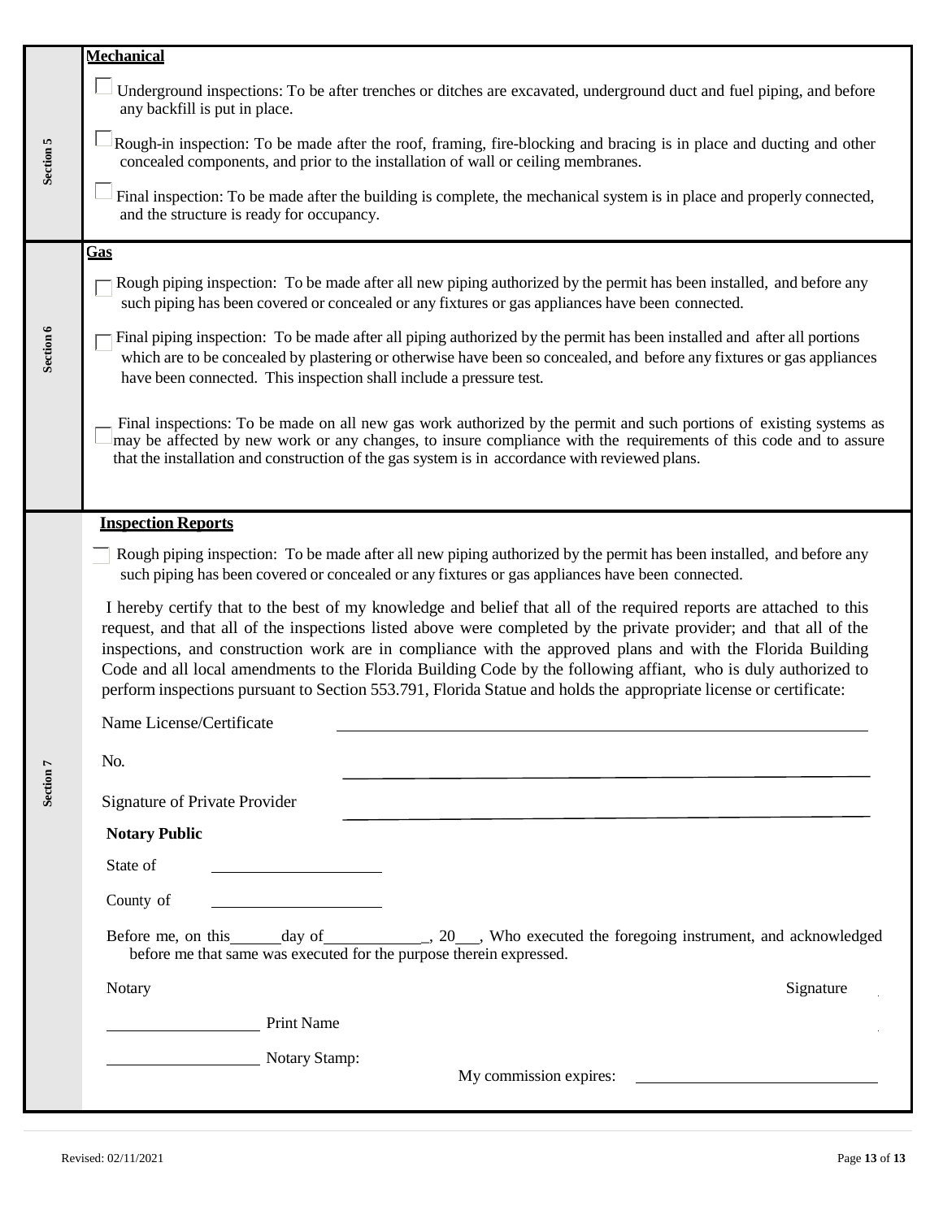**Section 5**

**Mechanical**

- ☐ Underground inspections: To be after trenches or ditches are excavated, underground duct and fuel piping, and before any backfill is put in place.
- ☐ Rough-in inspection: To be made after the roof, framing, fire-blocking and bracing is in place and ducting and other concealed components, and prior to the installation of wall or ceiling membranes.
- ☐ Final inspection: To be made after the building is complete, the mechanical system is in place and properly connected, and the structure is ready for occupancy.

**Section 6**

**Gas**

- ☐ Rough piping inspection: To be made after all new piping authorized by the permit has been installed, and before any such piping has been covered or concealed or any fixtures or gas appliances have been connected.
- ☐ Final piping inspection: To be made after all piping authorized by the permit has been installed and after all portions which are to be concealed by plastering or otherwise have been so concealed, and before any fixtures or gas appliances have been connected. This inspection shall include a pressure test.
- ☐ Final inspections: To be made on all new gas work authorized by the permit and such portions of existing systems as may be affected by new work or any changes, to insure compliance with the requirements of this code and to assure that the installation and construction of the gas system is in accordance with reviewed plans.

**Section 7**

**Inspection Reports**

- ☐ Rough piping inspection: To be made after all new piping authorized by the permit has been installed, and before any such piping has been covered or concealed or any fixtures or gas appliances have been connected.

I hereby certify that to the best of my knowledge and belief that all of the required reports are attached to this request, and that all of the inspections listed above were completed by the private provider; and that all of the inspections, and construction work are in compliance with the approved plans and with the Florida Building Code and all local amendments to the Florida Building Code by the following affiant, who is duly authorized to perform inspections pursuant to Section 553.791, Florida Statue and holds the appropriate license or certificate:

Name License/Certificate ______________________________

No. ______________________________

Signature of Private Provider ______________________________

**Notary Public**

State of ____________________

County of ____________________

Before me, on this ______ day of ____________, 20___, Who executed the foregoing instrument, and acknowledged before me that same was executed for the purpose therein expressed.

Notary Signature

__________________ Print Name

__________________ Notary Stamp:

My commission expires: ______________________________

Revised: 02/11/2021